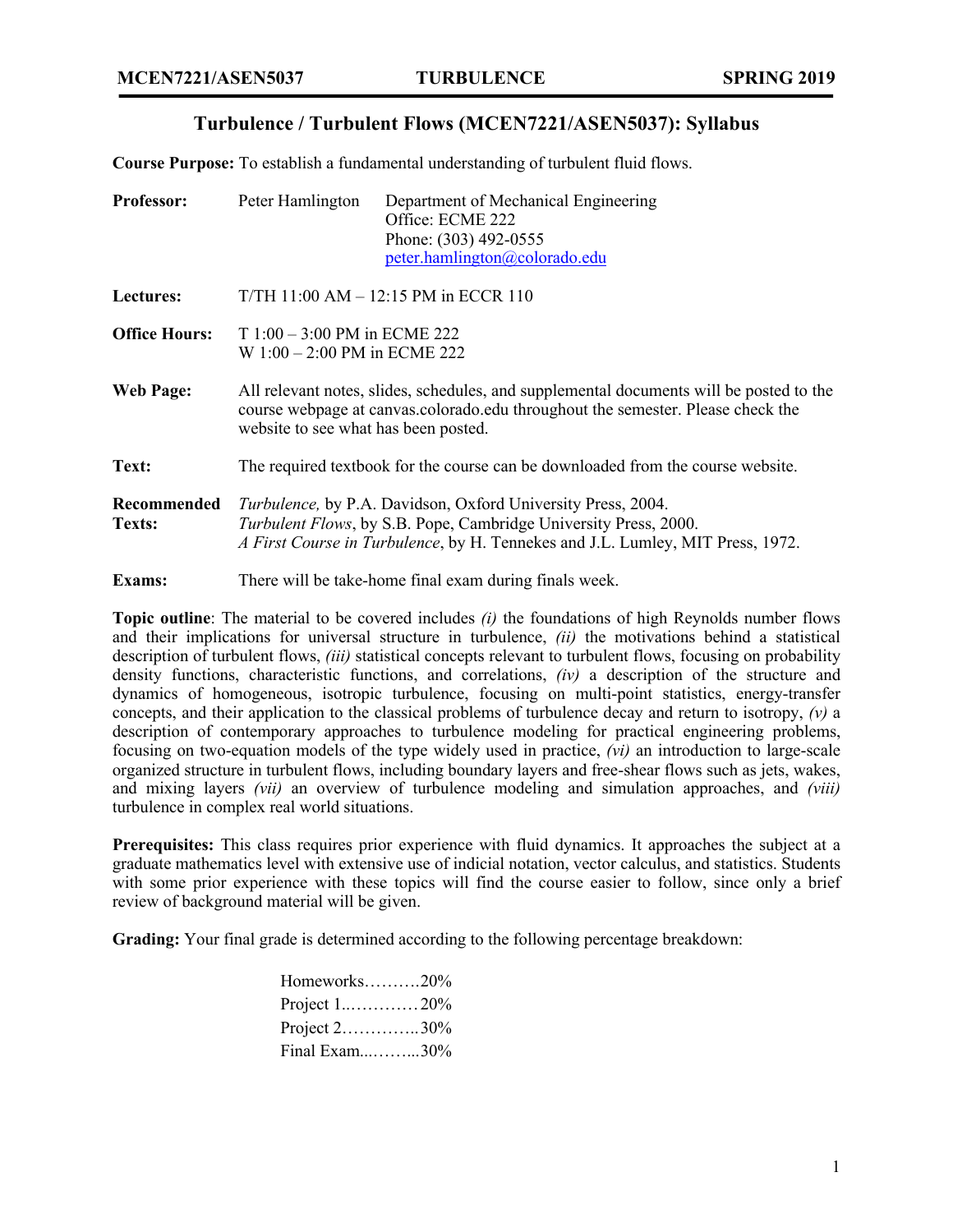# Turbulence / Turbulent Flows (MCEN7221/ASEN5037): Syllabus

**Course Purpose:** To establish a fundamental understanding of turbulent fluid flows.

**Professor:** Peter Hamlington
Department of Mechanical Engineering
Office: ECME 222
Phone: (303) 492-0555
peter.hamlington@colorado.edu

**Lectures:** T/TH 11:00 AM – 12:15 PM in ECCR 110

**Office Hours:** T 1:00 – 3:00 PM in ECME 222
W 1:00 – 2:00 PM in ECME 222

**Web Page:** All relevant notes, slides, schedules, and supplemental documents will be posted to the course webpage at canvas.colorado.edu throughout the semester. Please check the website to see what has been posted.

**Text:** The required textbook for the course can be downloaded from the course website.

**Recommended Texts:**
*Turbulence,* by P.A. Davidson, Oxford University Press, 2004.
*Turbulent Flows*, by S.B. Pope, Cambridge University Press, 2000.
*A First Course in Turbulence*, by H. Tennekes and J.L. Lumley, MIT Press, 1972.

**Exams:** There will be take-home final exam during finals week.

**Topic outline**: The material to be covered includes *(i)* the foundations of high Reynolds number flows and their implications for universal structure in turbulence, *(ii)* the motivations behind a statistical description of turbulent flows, *(iii)* statistical concepts relevant to turbulent flows, focusing on probability density functions, characteristic functions, and correlations, *(iv)* a description of the structure and dynamics of homogeneous, isotropic turbulence, focusing on multi-point statistics, energy-transfer concepts, and their application to the classical problems of turbulence decay and return to isotropy, *(v)* a description of contemporary approaches to turbulence modeling for practical engineering problems, focusing on two-equation models of the type widely used in practice, *(vi)* an introduction to large-scale organized structure in turbulent flows, including boundary layers and free-shear flows such as jets, wakes, and mixing layers *(vii)* an overview of turbulence modeling and simulation approaches, and *(viii)* turbulence in complex real world situations.

**Prerequisites:** This class requires prior experience with fluid dynamics. It approaches the subject at a graduate mathematics level with extensive use of indicial notation, vector calculus, and statistics. Students with some prior experience with these topics will find the course easier to follow, since only a brief review of background material will be given.

**Grading:** Your final grade is determined according to the following percentage breakdown:

Homeworks……….20%
Project 1..………… 20%
Project 2…………..30%
Final Exam...……...30%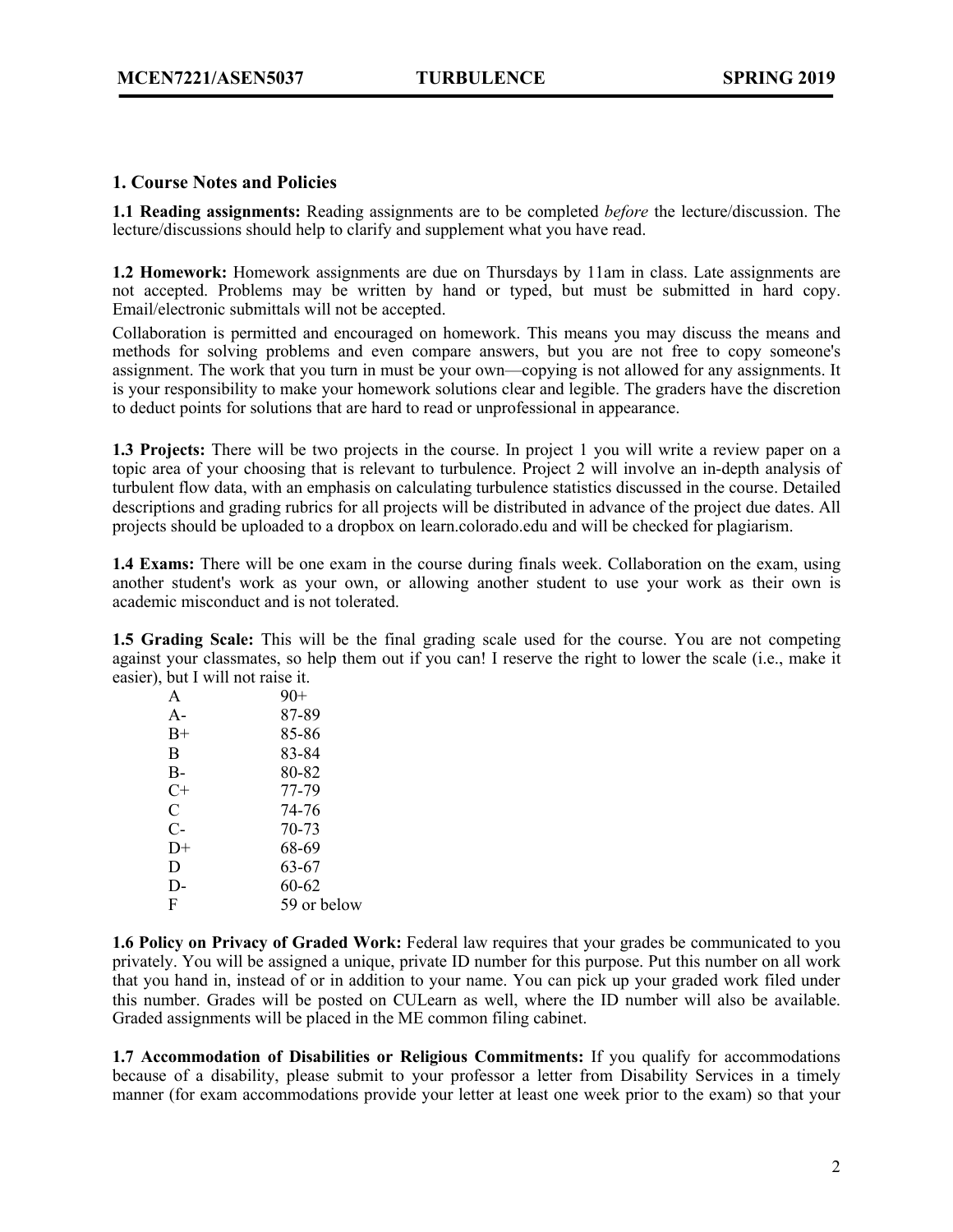## 1. Course Notes and Policies

**1.1 Reading assignments:** Reading assignments are to be completed *before* the lecture/discussion. The lecture/discussions should help to clarify and supplement what you have read.

**1.2 Homework:** Homework assignments are due on Thursdays by 11am in class. Late assignments are not accepted. Problems may be written by hand or typed, but must be submitted in hard copy. Email/electronic submittals will not be accepted.

Collaboration is permitted and encouraged on homework. This means you may discuss the means and methods for solving problems and even compare answers, but you are not free to copy someone's assignment. The work that you turn in must be your own—copying is not allowed for any assignments. It is your responsibility to make your homework solutions clear and legible. The graders have the discretion to deduct points for solutions that are hard to read or unprofessional in appearance.

**1.3 Projects:** There will be two projects in the course. In project 1 you will write a review paper on a topic area of your choosing that is relevant to turbulence. Project 2 will involve an in-depth analysis of turbulent flow data, with an emphasis on calculating turbulence statistics discussed in the course. Detailed descriptions and grading rubrics for all projects will be distributed in advance of the project due dates. All projects should be uploaded to a dropbox on learn.colorado.edu and will be checked for plagiarism.

**1.4 Exams:** There will be one exam in the course during finals week. Collaboration on the exam, using another student's work as your own, or allowing another student to use your work as their own is academic misconduct and is not tolerated.

**1.5 Grading Scale:** This will be the final grading scale used for the course. You are not competing against your classmates, so help them out if you can! I reserve the right to lower the scale (i.e., make it easier), but I will not raise it.

| Grade | Score |
|---|---|
| A | 90+ |
| A- | 87-89 |
| B+ | 85-86 |
| B | 83-84 |
| B- | 80-82 |
| C+ | 77-79 |
| C | 74-76 |
| C- | 70-73 |
| D+ | 68-69 |
| D | 63-67 |
| D- | 60-62 |
| F | 59 or below |

**1.6 Policy on Privacy of Graded Work:** Federal law requires that your grades be communicated to you privately. You will be assigned a unique, private ID number for this purpose. Put this number on all work that you hand in, instead of or in addition to your name. You can pick up your graded work filed under this number. Grades will be posted on CULearn as well, where the ID number will also be available. Graded assignments will be placed in the ME common filing cabinet.

**1.7 Accommodation of Disabilities or Religious Commitments:** If you qualify for accommodations because of a disability, please submit to your professor a letter from Disability Services in a timely manner (for exam accommodations provide your letter at least one week prior to the exam) so that your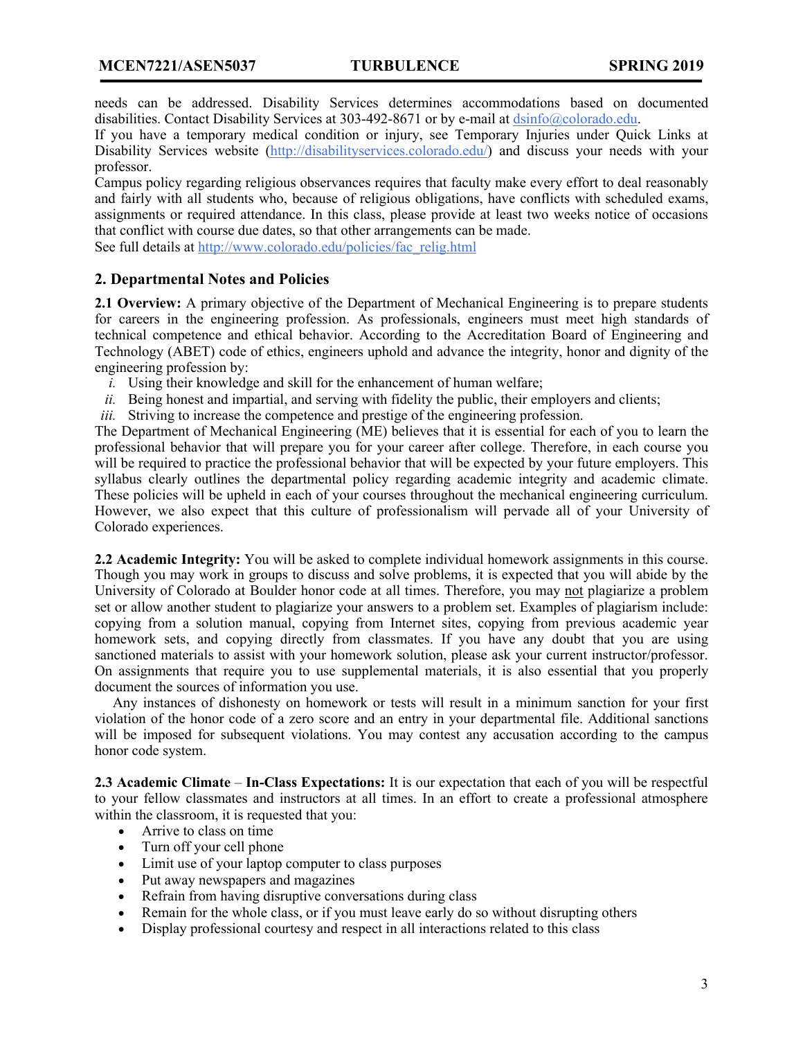needs can be addressed. Disability Services determines accommodations based on documented disabilities. Contact Disability Services at 303-492-8671 or by e-mail at dsinfo@colorado.edu.
If you have a temporary medical condition or injury, see Temporary Injuries under Quick Links at Disability Services website (http://disabilityservices.colorado.edu/) and discuss your needs with your professor.
Campus policy regarding religious observances requires that faculty make every effort to deal reasonably and fairly with all students who, because of religious obligations, have conflicts with scheduled exams, assignments or required attendance. In this class, please provide at least two weeks notice of occasions that conflict with course due dates, so that other arrangements can be made.
See full details at http://www.colorado.edu/policies/fac_relig.html

## 2. Departmental Notes and Policies

**2.1 Overview:** A primary objective of the Department of Mechanical Engineering is to prepare students for careers in the engineering profession. As professionals, engineers must meet high standards of technical competence and ethical behavior. According to the Accreditation Board of Engineering and Technology (ABET) code of ethics, engineers uphold and advance the integrity, honor and dignity of the engineering profession by:

*i.* Using their knowledge and skill for the enhancement of human welfare;
*ii.* Being honest and impartial, and serving with fidelity the public, their employers and clients;
*iii.* Striving to increase the competence and prestige of the engineering profession.

The Department of Mechanical Engineering (ME) believes that it is essential for each of you to learn the professional behavior that will prepare you for your career after college. Therefore, in each course you will be required to practice the professional behavior that will be expected by your future employers. This syllabus clearly outlines the departmental policy regarding academic integrity and academic climate. These policies will be upheld in each of your courses throughout the mechanical engineering curriculum. However, we also expect that this culture of professionalism will pervade all of your University of Colorado experiences.

**2.2 Academic Integrity:** You will be asked to complete individual homework assignments in this course. Though you may work in groups to discuss and solve problems, it is expected that you will abide by the University of Colorado at Boulder honor code at all times. Therefore, you may not plagiarize a problem set or allow another student to plagiarize your answers to a problem set. Examples of plagiarism include: copying from a solution manual, copying from Internet sites, copying from previous academic year homework sets, and copying directly from classmates. If you have any doubt that you are using sanctioned materials to assist with your homework solution, please ask your current instructor/professor. On assignments that require you to use supplemental materials, it is also essential that you properly document the sources of information you use.

Any instances of dishonesty on homework or tests will result in a minimum sanction for your first violation of the honor code of a zero score and an entry in your departmental file. Additional sanctions will be imposed for subsequent violations. You may contest any accusation according to the campus honor code system.

**2.3 Academic Climate** – **In-Class Expectations:** It is our expectation that each of you will be respectful to your fellow classmates and instructors at all times. In an effort to create a professional atmosphere within the classroom, it is requested that you:

- Arrive to class on time
- Turn off your cell phone
- Limit use of your laptop computer to class purposes
- Put away newspapers and magazines
- Refrain from having disruptive conversations during class
- Remain for the whole class, or if you must leave early do so without disrupting others
- Display professional courtesy and respect in all interactions related to this class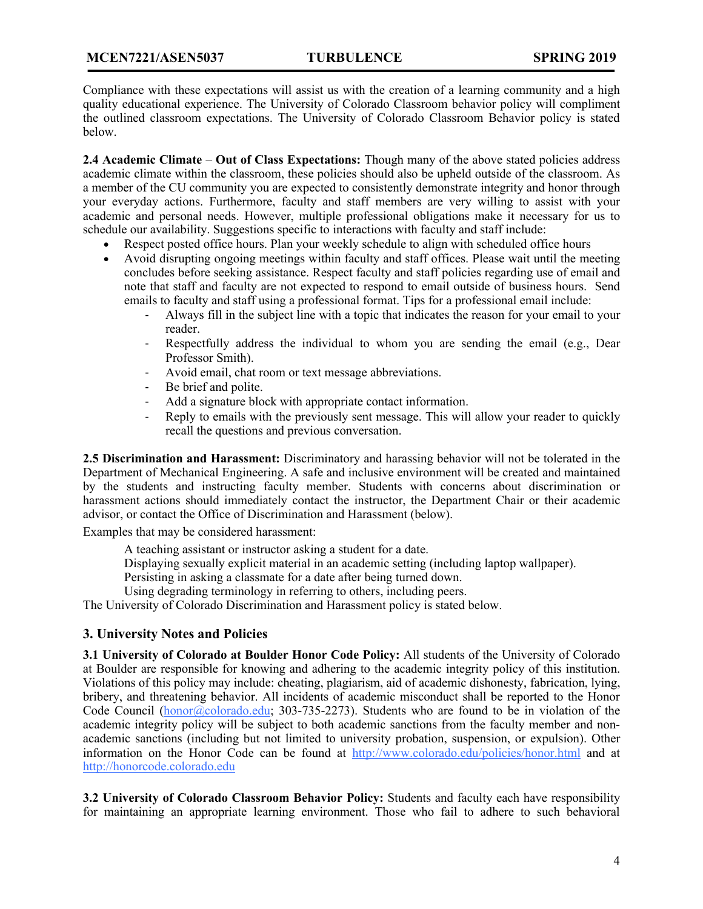Compliance with these expectations will assist us with the creation of a learning community and a high quality educational experience. The University of Colorado Classroom behavior policy will compliment the outlined classroom expectations. The University of Colorado Classroom Behavior policy is stated below.

**2.4 Academic Climate** – **Out of Class Expectations:** Though many of the above stated policies address academic climate within the classroom, these policies should also be upheld outside of the classroom. As a member of the CU community you are expected to consistently demonstrate integrity and honor through your everyday actions. Furthermore, faculty and staff members are very willing to assist with your academic and personal needs. However, multiple professional obligations make it necessary for us to schedule our availability. Suggestions specific to interactions with faculty and staff include:

- Respect posted office hours. Plan your weekly schedule to align with scheduled office hours
- Avoid disrupting ongoing meetings within faculty and staff offices. Please wait until the meeting concludes before seeking assistance. Respect faculty and staff policies regarding use of email and note that staff and faculty are not expected to respond to email outside of business hours. Send emails to faculty and staff using a professional format. Tips for a professional email include:
  - Always fill in the subject line with a topic that indicates the reason for your email to your reader.
  - Respectfully address the individual to whom you are sending the email (e.g., Dear Professor Smith).
  - Avoid email, chat room or text message abbreviations.
  - Be brief and polite.
  - Add a signature block with appropriate contact information.
  - Reply to emails with the previously sent message. This will allow your reader to quickly recall the questions and previous conversation.

**2.5 Discrimination and Harassment:** Discriminatory and harassing behavior will not be tolerated in the Department of Mechanical Engineering. A safe and inclusive environment will be created and maintained by the students and instructing faculty member. Students with concerns about discrimination or harassment actions should immediately contact the instructor, the Department Chair or their academic advisor, or contact the Office of Discrimination and Harassment (below).

Examples that may be considered harassment:

A teaching assistant or instructor asking a student for a date.
Displaying sexually explicit material in an academic setting (including laptop wallpaper).
Persisting in asking a classmate for a date after being turned down.
Using degrading terminology in referring to others, including peers.

The University of Colorado Discrimination and Harassment policy is stated below.

## 3. University Notes and Policies

**3.1 University of Colorado at Boulder Honor Code Policy:** All students of the University of Colorado at Boulder are responsible for knowing and adhering to the academic integrity policy of this institution. Violations of this policy may include: cheating, plagiarism, aid of academic dishonesty, fabrication, lying, bribery, and threatening behavior. All incidents of academic misconduct shall be reported to the Honor Code Council (honor@colorado.edu; 303-735-2273). Students who are found to be in violation of the academic integrity policy will be subject to both academic sanctions from the faculty member and non-academic sanctions (including but not limited to university probation, suspension, or expulsion). Other information on the Honor Code can be found at http://www.colorado.edu/policies/honor.html and at http://honorcode.colorado.edu

**3.2 University of Colorado Classroom Behavior Policy:** Students and faculty each have responsibility for maintaining an appropriate learning environment. Those who fail to adhere to such behavioral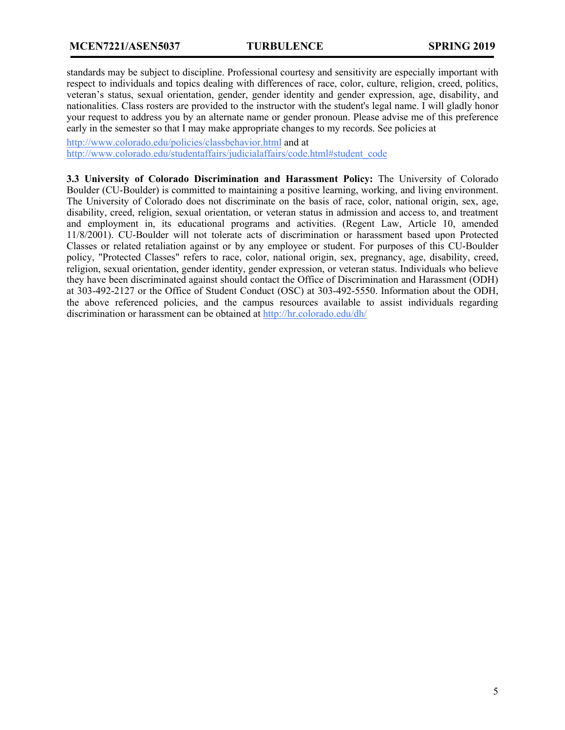standards may be subject to discipline. Professional courtesy and sensitivity are especially important with respect to individuals and topics dealing with differences of race, color, culture, religion, creed, politics, veteran's status, sexual orientation, gender, gender identity and gender expression, age, disability, and nationalities. Class rosters are provided to the instructor with the student's legal name. I will gladly honor your request to address you by an alternate name or gender pronoun. Please advise me of this preference early in the semester so that I may make appropriate changes to my records. See policies at

http://www.colorado.edu/policies/classbehavior.html and at http://www.colorado.edu/studentaffairs/judicialaffairs/code.html#student_code

**3.3 University of Colorado Discrimination and Harassment Policy:** The University of Colorado Boulder (CU-Boulder) is committed to maintaining a positive learning, working, and living environment. The University of Colorado does not discriminate on the basis of race, color, national origin, sex, age, disability, creed, religion, sexual orientation, or veteran status in admission and access to, and treatment and employment in, its educational programs and activities. (Regent Law, Article 10, amended 11/8/2001). CU-Boulder will not tolerate acts of discrimination or harassment based upon Protected Classes or related retaliation against or by any employee or student. For purposes of this CU-Boulder policy, "Protected Classes" refers to race, color, national origin, sex, pregnancy, age, disability, creed, religion, sexual orientation, gender identity, gender expression, or veteran status. Individuals who believe they have been discriminated against should contact the Office of Discrimination and Harassment (ODH) at 303-492-2127 or the Office of Student Conduct (OSC) at 303-492-5550. Information about the ODH, the above referenced policies, and the campus resources available to assist individuals regarding discrimination or harassment can be obtained at http://hr.colorado.edu/dh/